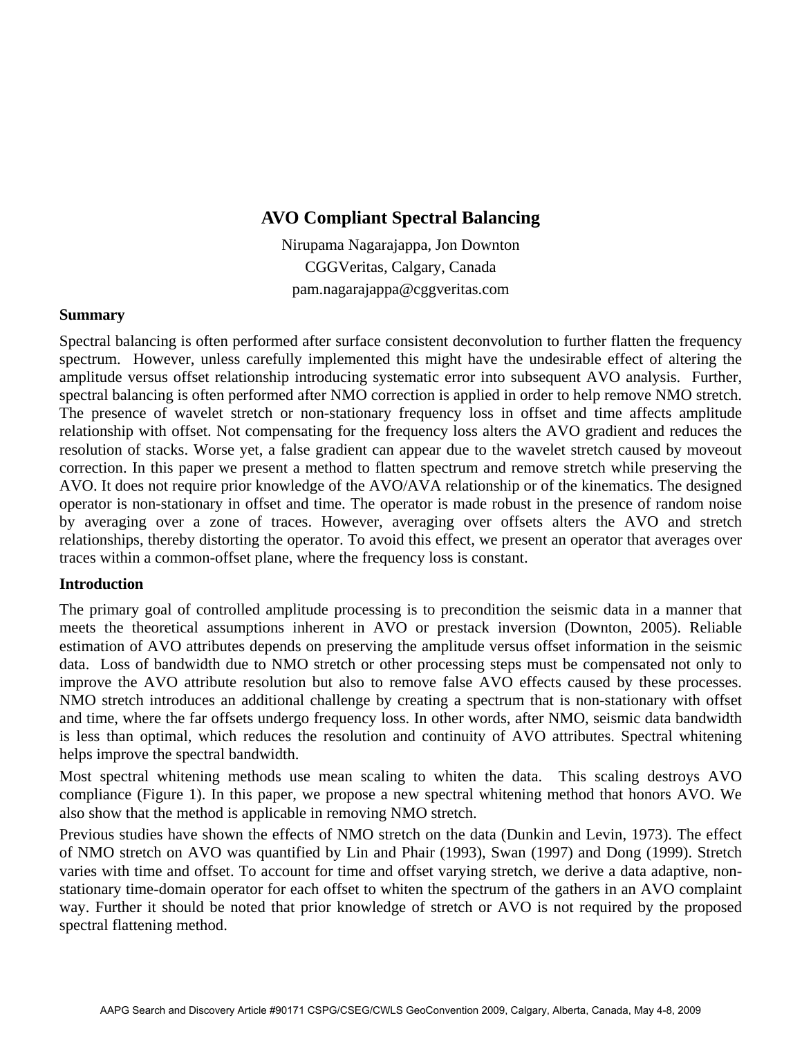# AVO Compliant Spectral Balancing

Nirupama Nagarajappa, Jon Downton
CGGVeritas, Calgary, Canada
pam.nagarajappa@cggveritas.com

## Summary

Spectral balancing is often performed after surface consistent deconvolution to further flatten the frequency spectrum. However, unless carefully implemented this might have the undesirable effect of altering the amplitude versus offset relationship introducing systematic error into subsequent AVO analysis. Further, spectral balancing is often performed after NMO correction is applied in order to help remove NMO stretch. The presence of wavelet stretch or non-stationary frequency loss in offset and time affects amplitude relationship with offset. Not compensating for the frequency loss alters the AVO gradient and reduces the resolution of stacks. Worse yet, a false gradient can appear due to the wavelet stretch caused by moveout correction. In this paper we present a method to flatten spectrum and remove stretch while preserving the AVO. It does not require prior knowledge of the AVO/AVA relationship or of the kinematics. The designed operator is non-stationary in offset and time. The operator is made robust in the presence of random noise by averaging over a zone of traces. However, averaging over offsets alters the AVO and stretch relationships, thereby distorting the operator. To avoid this effect, we present an operator that averages over traces within a common-offset plane, where the frequency loss is constant.

## Introduction

The primary goal of controlled amplitude processing is to precondition the seismic data in a manner that meets the theoretical assumptions inherent in AVO or prestack inversion (Downton, 2005). Reliable estimation of AVO attributes depends on preserving the amplitude versus offset information in the seismic data. Loss of bandwidth due to NMO stretch or other processing steps must be compensated not only to improve the AVO attribute resolution but also to remove false AVO effects caused by these processes. NMO stretch introduces an additional challenge by creating a spectrum that is non-stationary with offset and time, where the far offsets undergo frequency loss. In other words, after NMO, seismic data bandwidth is less than optimal, which reduces the resolution and continuity of AVO attributes. Spectral whitening helps improve the spectral bandwidth.

Most spectral whitening methods use mean scaling to whiten the data. This scaling destroys AVO compliance (Figure 1). In this paper, we propose a new spectral whitening method that honors AVO. We also show that the method is applicable in removing NMO stretch.

Previous studies have shown the effects of NMO stretch on the data (Dunkin and Levin, 1973). The effect of NMO stretch on AVO was quantified by Lin and Phair (1993), Swan (1997) and Dong (1999). Stretch varies with time and offset. To account for time and offset varying stretch, we derive a data adaptive, non-stationary time-domain operator for each offset to whiten the spectrum of the gathers in an AVO complaint way. Further it should be noted that prior knowledge of stretch or AVO is not required by the proposed spectral flattening method.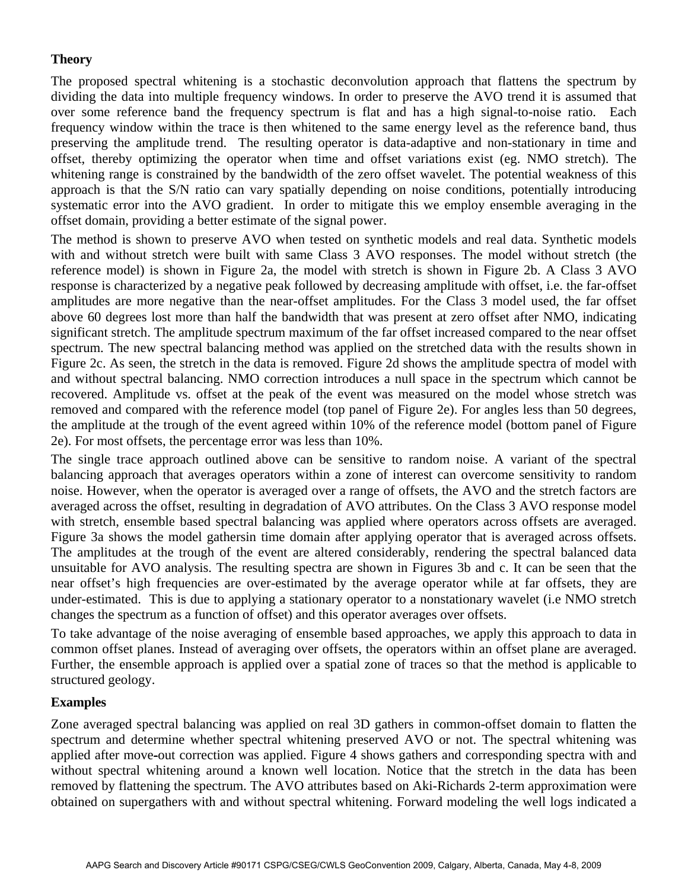## Theory

The proposed spectral whitening is a stochastic deconvolution approach that flattens the spectrum by dividing the data into multiple frequency windows. In order to preserve the AVO trend it is assumed that over some reference band the frequency spectrum is flat and has a high signal-to-noise ratio. Each frequency window within the trace is then whitened to the same energy level as the reference band, thus preserving the amplitude trend. The resulting operator is data-adaptive and non-stationary in time and offset, thereby optimizing the operator when time and offset variations exist (eg. NMO stretch). The whitening range is constrained by the bandwidth of the zero offset wavelet. The potential weakness of this approach is that the S/N ratio can vary spatially depending on noise conditions, potentially introducing systematic error into the AVO gradient. In order to mitigate this we employ ensemble averaging in the offset domain, providing a better estimate of the signal power.

The method is shown to preserve AVO when tested on synthetic models and real data. Synthetic models with and without stretch were built with same Class 3 AVO responses. The model without stretch (the reference model) is shown in Figure 2a, the model with stretch is shown in Figure 2b. A Class 3 AVO response is characterized by a negative peak followed by decreasing amplitude with offset, i.e. the far-offset amplitudes are more negative than the near-offset amplitudes. For the Class 3 model used, the far offset above 60 degrees lost more than half the bandwidth that was present at zero offset after NMO, indicating significant stretch. The amplitude spectrum maximum of the far offset increased compared to the near offset spectrum. The new spectral balancing method was applied on the stretched data with the results shown in Figure 2c. As seen, the stretch in the data is removed. Figure 2d shows the amplitude spectra of model with and without spectral balancing. NMO correction introduces a null space in the spectrum which cannot be recovered. Amplitude vs. offset at the peak of the event was measured on the model whose stretch was removed and compared with the reference model (top panel of Figure 2e). For angles less than 50 degrees, the amplitude at the trough of the event agreed within 10% of the reference model (bottom panel of Figure 2e). For most offsets, the percentage error was less than 10%.

The single trace approach outlined above can be sensitive to random noise. A variant of the spectral balancing approach that averages operators within a zone of interest can overcome sensitivity to random noise. However, when the operator is averaged over a range of offsets, the AVO and the stretch factors are averaged across the offset, resulting in degradation of AVO attributes. On the Class 3 AVO response model with stretch, ensemble based spectral balancing was applied where operators across offsets are averaged. Figure 3a shows the model gathersin time domain after applying operator that is averaged across offsets. The amplitudes at the trough of the event are altered considerably, rendering the spectral balanced data unsuitable for AVO analysis. The resulting spectra are shown in Figures 3b and c. It can be seen that the near offset's high frequencies are over-estimated by the average operator while at far offsets, they are under-estimated. This is due to applying a stationary operator to a nonstationary wavelet (i.e NMO stretch changes the spectrum as a function of offset) and this operator averages over offsets.

To take advantage of the noise averaging of ensemble based approaches, we apply this approach to data in common offset planes. Instead of averaging over offsets, the operators within an offset plane are averaged. Further, the ensemble approach is applied over a spatial zone of traces so that the method is applicable to structured geology.

## Examples

Zone averaged spectral balancing was applied on real 3D gathers in common-offset domain to flatten the spectrum and determine whether spectral whitening preserved AVO or not. The spectral whitening was applied after move-out correction was applied. Figure 4 shows gathers and corresponding spectra with and without spectral whitening around a known well location. Notice that the stretch in the data has been removed by flattening the spectrum. The AVO attributes based on Aki-Richards 2-term approximation were obtained on supergathers with and without spectral whitening. Forward modeling the well logs indicated a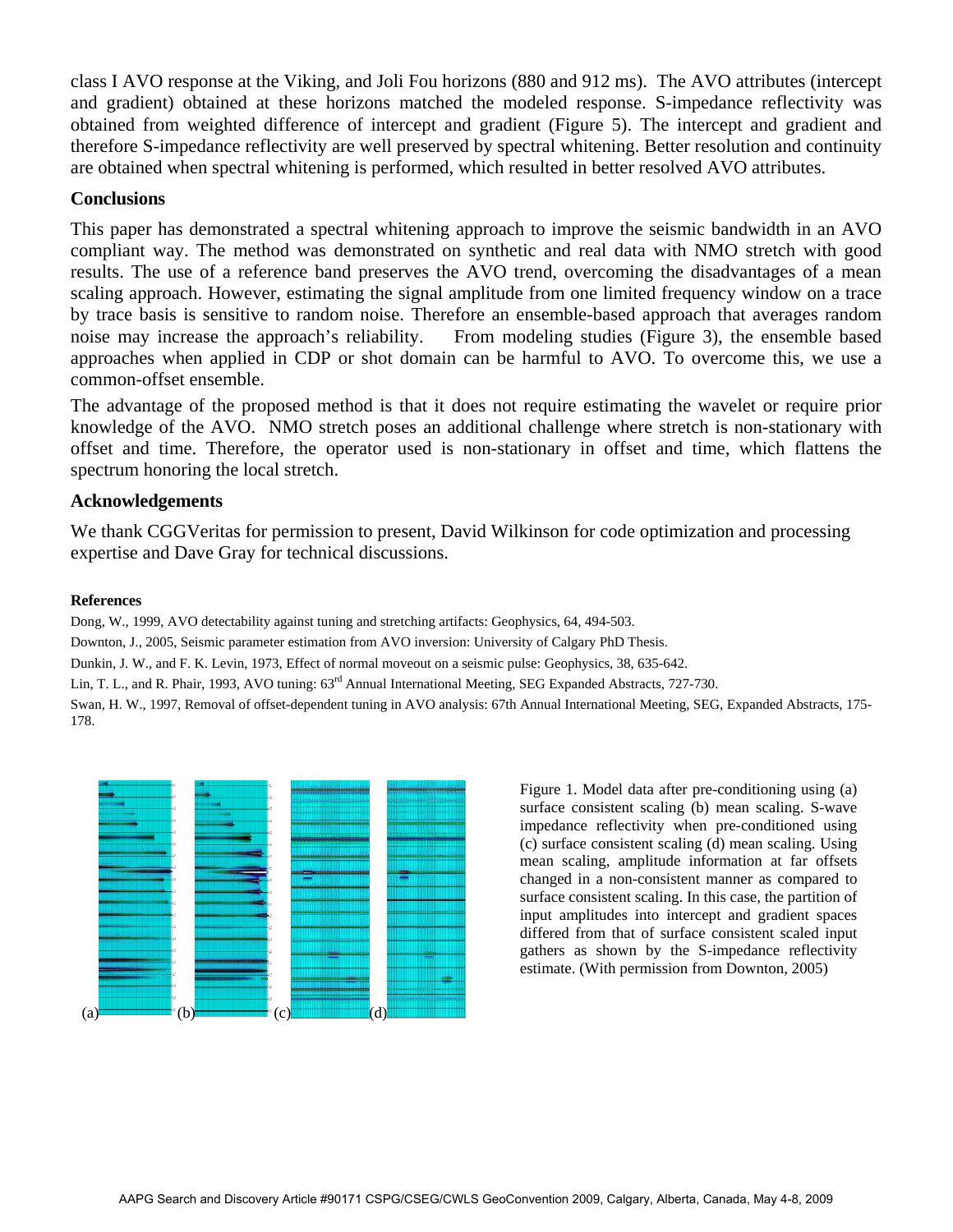class I AVO response at the Viking, and Joli Fou horizons (880 and 912 ms). The AVO attributes (intercept and gradient) obtained at these horizons matched the modeled response. S-impedance reflectivity was obtained from weighted difference of intercept and gradient (Figure 5). The intercept and gradient and therefore S-impedance reflectivity are well preserved by spectral whitening. Better resolution and continuity are obtained when spectral whitening is performed, which resulted in better resolved AVO attributes.

## Conclusions

This paper has demonstrated a spectral whitening approach to improve the seismic bandwidth in an AVO compliant way. The method was demonstrated on synthetic and real data with NMO stretch with good results. The use of a reference band preserves the AVO trend, overcoming the disadvantages of a mean scaling approach. However, estimating the signal amplitude from one limited frequency window on a trace by trace basis is sensitive to random noise. Therefore an ensemble-based approach that averages random noise may increase the approach's reliability. From modeling studies (Figure 3), the ensemble based approaches when applied in CDP or shot domain can be harmful to AVO. To overcome this, we use a common-offset ensemble.

The advantage of the proposed method is that it does not require estimating the wavelet or require prior knowledge of the AVO. NMO stretch poses an additional challenge where stretch is non-stationary with offset and time. Therefore, the operator used is non-stationary in offset and time, which flattens the spectrum honoring the local stretch.

## Acknowledgements

We thank CGGVeritas for permission to present, David Wilkinson for code optimization and processing expertise and Dave Gray for technical discussions.

### References

Dong, W., 1999, AVO detectability against tuning and stretching artifacts: Geophysics, 64, 494-503.

Downton, J., 2005, Seismic parameter estimation from AVO inversion: University of Calgary PhD Thesis.

Dunkin, J. W., and F. K. Levin, 1973, Effect of normal moveout on a seismic pulse: Geophysics, 38, 635-642.

Lin, T. L., and R. Phair, 1993, AVO tuning: 63rd Annual International Meeting, SEG Expanded Abstracts, 727-730.

Swan, H. W., 1997, Removal of offset-dependent tuning in AVO analysis: 67th Annual International Meeting, SEG, Expanded Abstracts, 175-178.

(a) (b) (c) (d)

Figure 1. Model data after pre-conditioning using (a) surface consistent scaling (b) mean scaling. S-wave impedance reflectivity when pre-conditioned using (c) surface consistent scaling (d) mean scaling. Using mean scaling, amplitude information at far offsets changed in a non-consistent manner as compared to surface consistent scaling. In this case, the partition of input amplitudes into intercept and gradient spaces differed from that of surface consistent scaled input gathers as shown by the S-impedance reflectivity estimate. (With permission from Downton, 2005)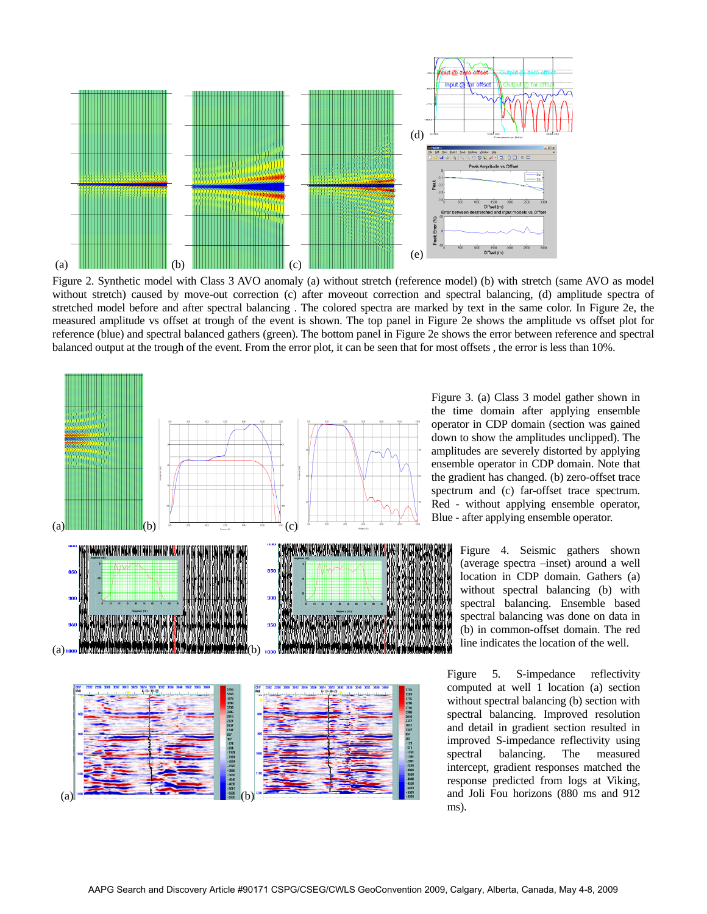(a) (b) (c) (d) (e)

Figure 2. Synthetic model with Class 3 AVO anomaly (a) without stretch (reference model) (b) with stretch (same AVO as model without stretch) caused by move-out correction (c) after moveout correction and spectral balancing, (d) amplitude spectra of stretched model before and after spectral balancing . The colored spectra are marked by text in the same color. In Figure 2e, the measured amplitude vs offset at trough of the event is shown. The top panel in Figure 2e shows the amplitude vs offset plot for reference (blue) and spectral balanced gathers (green). The bottom panel in Figure 2e shows the error between reference and spectral balanced output at the trough of the event. From the error plot, it can be seen that for most offsets , the error is less than 10%.

(a) (b) (c)

Figure 3. (a) Class 3 model gather shown in the time domain after applying ensemble operator in CDP domain (section was gained down to show the amplitudes unclipped). The amplitudes are severely distorted by applying ensemble operator in CDP domain. Note that the gradient has changed. (b) zero-offset trace spectrum and (c) far-offset trace spectrum. Red - without applying ensemble operator, Blue - after applying ensemble operator.

(a) (b)

Figure 4. Seismic gathers shown (average spectra –inset) around a well location in CDP domain. Gathers (a) without spectral balancing (b) with spectral balancing. Ensemble based spectral balancing was done on data in (b) in common-offset domain. The red line indicates the location of the well.

(a) (b)

Figure 5. S-impedance reflectivity computed at well 1 location (a) section without spectral balancing (b) section with spectral balancing. Improved resolution and detail in gradient section resulted in improved S-impedance reflectivity using spectral balancing. The measured intercept, gradient responses matched the response predicted from logs at Viking, and Joli Fou horizons (880 ms and 912 ms).